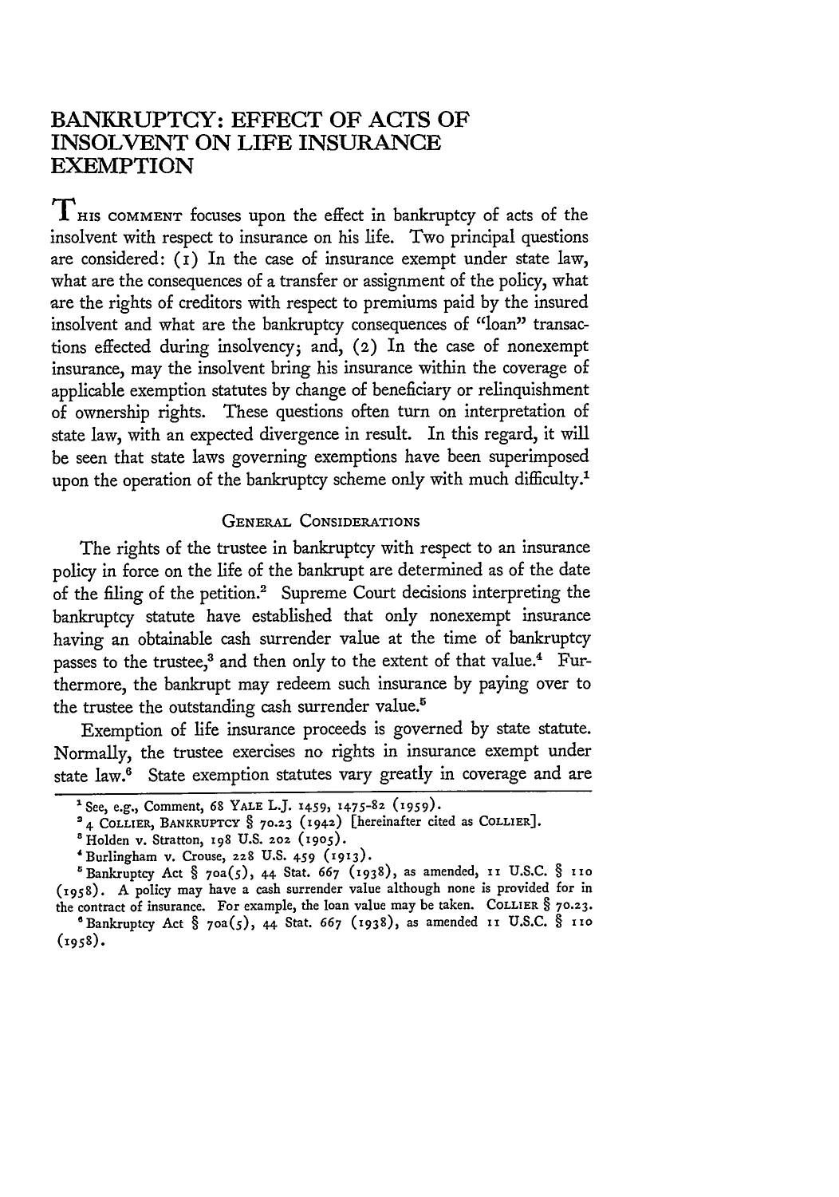# BANKRUPTCY: EFFECT OF ACTS OF INSOLVENT ON LIFE INSURANCE EXEMPTION

THIS COMMENT focuses upon the effect in bankruptcy of acts of the insolvent with respect to insurance on his life. Two principal questions are considered: (1) In the case of insurance exempt under state law, what are the consequences of a transfer or assignment of the policy, what are the rights of creditors with respect to premiums paid by the insured insolvent and what are the bankruptcy consequences of "loan" transactions effected during insolvency; and, (2) In the case of nonexempt insurance, may the insolvent bring his insurance within the coverage of applicable exemption statutes by change of beneficiary or relinquishment of ownership rights. These questions often turn on interpretation of state law, with an expected divergence in result. In this regard, it will be seen that state laws governing exemptions have been superimposed upon the operation of the bankruptcy scheme only with much difficulty.[1]

## GENERAL CONSIDERATIONS

The rights of the trustee in bankruptcy with respect to an insurance policy in force on the life of the bankrupt are determined as of the date of the filing of the petition.[2] Supreme Court decisions interpreting the bankruptcy statute have established that only nonexempt insurance having an obtainable cash surrender value at the time of bankruptcy passes to the trustee,[3] and then only to the extent of that value.[4] Furthermore, the bankrupt may redeem such insurance by paying over to the trustee the outstanding cash surrender value.[5]

Exemption of life insurance proceeds is governed by state statute. Normally, the trustee exercises no rights in insurance exempt under state law.[6] State exemption statutes vary greatly in coverage and are

---

[1] See, e.g., Comment, 68 YALE L.J. 1459, 1475-82 (1959).

[2] 4 COLLIER, BANKRUPTCY § 70.23 (1942) [hereinafter cited as COLLIER].

[3] Holden v. Stratton, 198 U.S. 202 (1905).

[4] Burlingham v. Crouse, 228 U.S. 459 (1913).

[5] Bankruptcy Act § 70a(5), 44 Stat. 667 (1938), as amended, 11 U.S.C. § 110 (1958). A policy may have a cash surrender value although none is provided for in the contract of insurance. For example, the loan value may be taken. COLLIER § 70.23.

[6] Bankruptcy Act § 70a(5), 44 Stat. 667 (1938), as amended 11 U.S.C. § 110 (1958).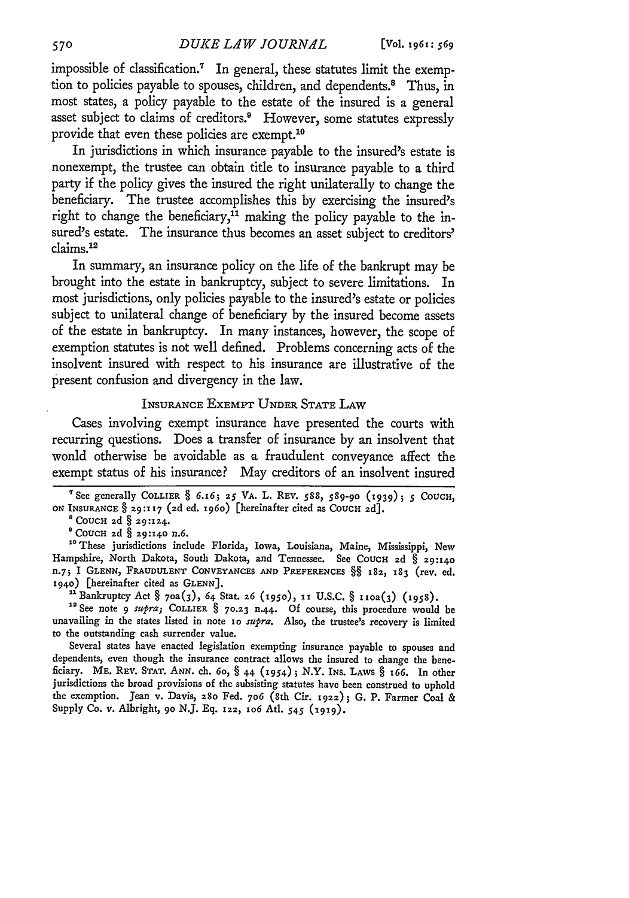impossible of classification.[7] In general, these statutes limit the exemption to policies payable to spouses, children, and dependents.[8] Thus, in most states, a policy payable to the estate of the insured is a general asset subject to claims of creditors.[9] However, some statutes expressly provide that even these policies are exempt.[10]

In jurisdictions in which insurance payable to the insured's estate is nonexempt, the trustee can obtain title to insurance payable to a third party if the policy gives the insured the right unilaterally to change the beneficiary. The trustee accomplishes this by exercising the insured's right to change the beneficiary,[11] making the policy payable to the insured's estate. The insurance thus becomes an asset subject to creditors' claims.[12]

In summary, an insurance policy on the life of the bankrupt may be brought into the estate in bankruptcy, subject to severe limitations. In most jurisdictions, only policies payable to the insured's estate or policies subject to unilateral change of beneficiary by the insured become assets of the estate in bankruptcy. In many instances, however, the scope of exemption statutes is not well defined. Problems concerning acts of the insolvent insured with respect to his insurance are illustrative of the present confusion and divergency in the law.

## INSURANCE EXEMPT UNDER STATE LAW

Cases involving exempt insurance have presented the courts with recurring questions. Does a transfer of insurance by an insolvent that would otherwise be avoidable as a fraudulent conveyance affect the exempt status of his insurance? May creditors of an insolvent insured

---

[7] See generally COLLIER § 6.16; 25 VA. L. REV. 588, 589-90 (1939); 5 COUCH, ON INSURANCE § 29:117 (2d ed. 1960) [hereinafter cited as COUCH 2d].

[8] COUCH 2d § 29:124.

[9] COUCH 2d § 29:140 n.6.

[10] These jurisdictions include Florida, Iowa, Louisiana, Maine, Mississippi, New Hampshire, North Dakota, South Dakota, and Tennessee. See COUCH 2d § 29:140 n.7; 1 GLENN, FRAUDULENT CONVEYANCES AND PREFERENCES §§ 182, 183 (rev. ed. 1940) [hereinafter cited as GLENN].

[11] Bankruptcy Act § 70a(3), 64 Stat. 26 (1950), 11 U.S.C. § 110a(3) (1958).

[12] See note 9 *supra*; COLLIER § 70.23 n.44. Of course, this procedure would be unavailing in the states listed in note 10 *supra*. Also, the trustee's recovery is limited to the outstanding cash surrender value.

Several states have enacted legislation exempting insurance payable to spouses and dependents, even though the insurance contract allows the insured to change the beneficiary. ME. REV. STAT. ANN. ch. 60, § 44 (1954); N.Y. INS. LAWS § 166. In other jurisdictions the broad provisions of the subsisting statutes have been construed to uphold the exemption. Jean v. Davis, 280 Fed. 706 (8th Cir. 1922); G. P. Farmer Coal & Supply Co. v. Albright, 90 N.J. Eq. 122, 106 Atl. 545 (1919).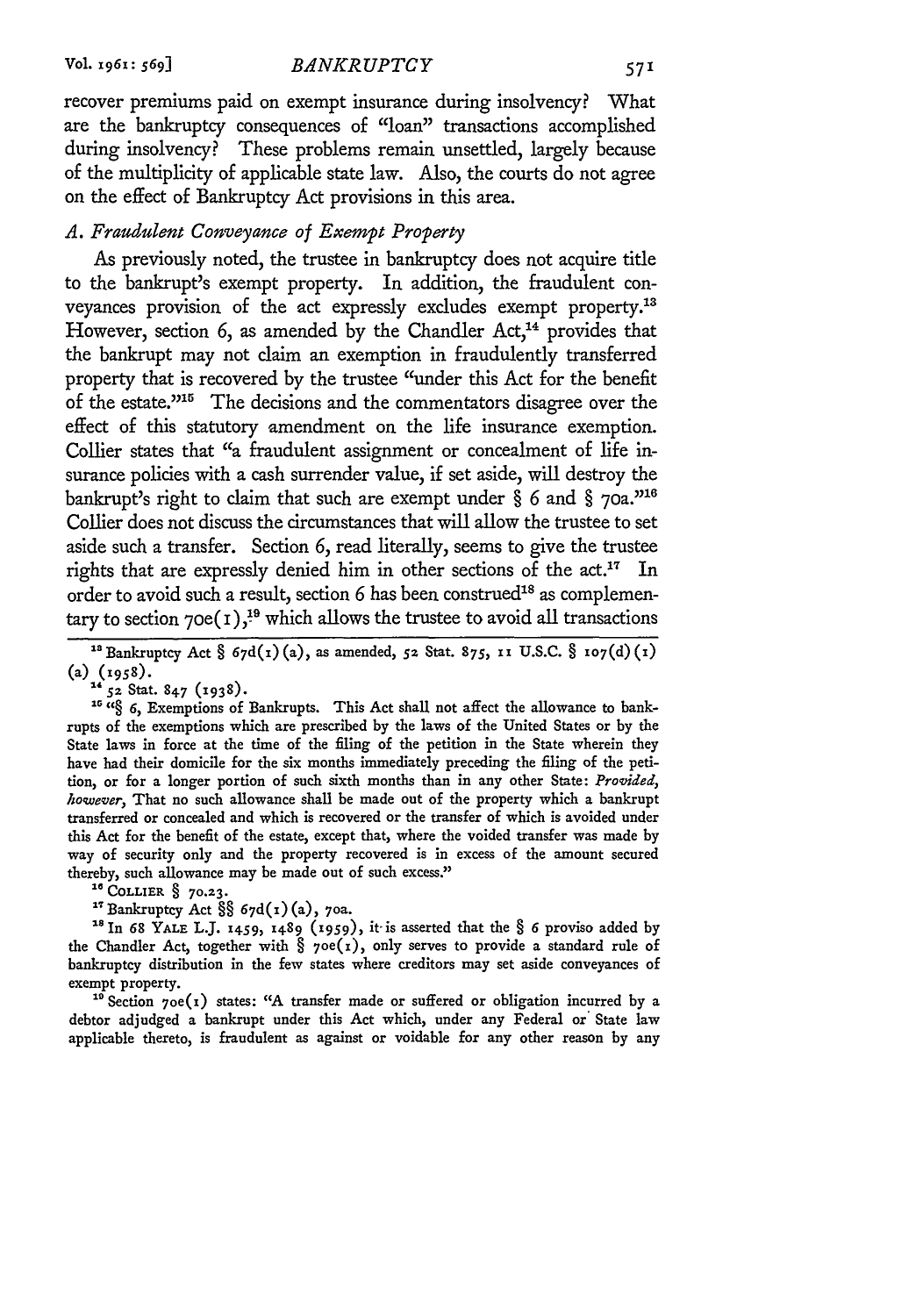recover premiums paid on exempt insurance during insolvency? What are the bankruptcy consequences of "loan" transactions accomplished during insolvency? These problems remain unsettled, largely because of the multiplicity of applicable state law. Also, the courts do not agree on the effect of Bankruptcy Act provisions in this area.

### *A. Fraudulent Conveyance of Exempt Property*

As previously noted, the trustee in bankruptcy does not acquire title to the bankrupt's exempt property. In addition, the fraudulent conveyances provision of the act expressly excludes exempt property.[13] However, section 6, as amended by the Chandler Act,[14] provides that the bankrupt may not claim an exemption in fraudulently transferred property that is recovered by the trustee "under this Act for the benefit of the estate."[15] The decisions and the commentators disagree over the effect of this statutory amendment on the life insurance exemption. Collier states that "a fraudulent assignment or concealment of life insurance policies with a cash surrender value, if set aside, will destroy the bankrupt's right to claim that such are exempt under § 6 and § 70a."[16] Collier does not discuss the circumstances that will allow the trustee to set aside such a transfer. Section 6, read literally, seems to give the trustee rights that are expressly denied him in other sections of the act.[17] In order to avoid such a result, section 6 has been construed[18] as complementary to section 70e(1),[19] which allows the trustee to avoid all transactions

---

[13] Bankruptcy Act § 67d(1)(a), as amended, 52 Stat. 875, 11 U.S.C. § 107(d)(1)(a) (1958).

[14] 52 Stat. 847 (1938).

[15] "§ 6, Exemptions of Bankrupts. This Act shall not affect the allowance to bankrupts of the exemptions which are prescribed by the laws of the United States or by the State laws in force at the time of the filing of the petition in the State wherein they have had their domicile for the six months immediately preceding the filing of the petition, or for a longer portion of such sixth months than in any other State: *Provided, however,* That no such allowance shall be made out of the property which a bankrupt transferred or concealed and which is recovered or the transfer of which is avoided under this Act for the benefit of the estate, except that, where the voided transfer was made by way of security only and the property recovered is in excess of the amount secured thereby, such allowance may be made out of such excess."

[16] COLLIER § 70.23.

[17] Bankruptcy Act §§ 67d(1)(a), 70a.

[18] In 68 YALE L.J. 1459, 1489 (1959), it is asserted that the § 6 proviso added by the Chandler Act, together with § 70e(1), only serves to provide a standard rule of bankruptcy distribution in the few states where creditors may set aside conveyances of exempt property.

[19] Section 70e(1) states: "A transfer made or suffered or obligation incurred by a debtor adjudged a bankrupt under this Act which, under any Federal or State law applicable thereto, is fraudulent as against or voidable for any other reason by any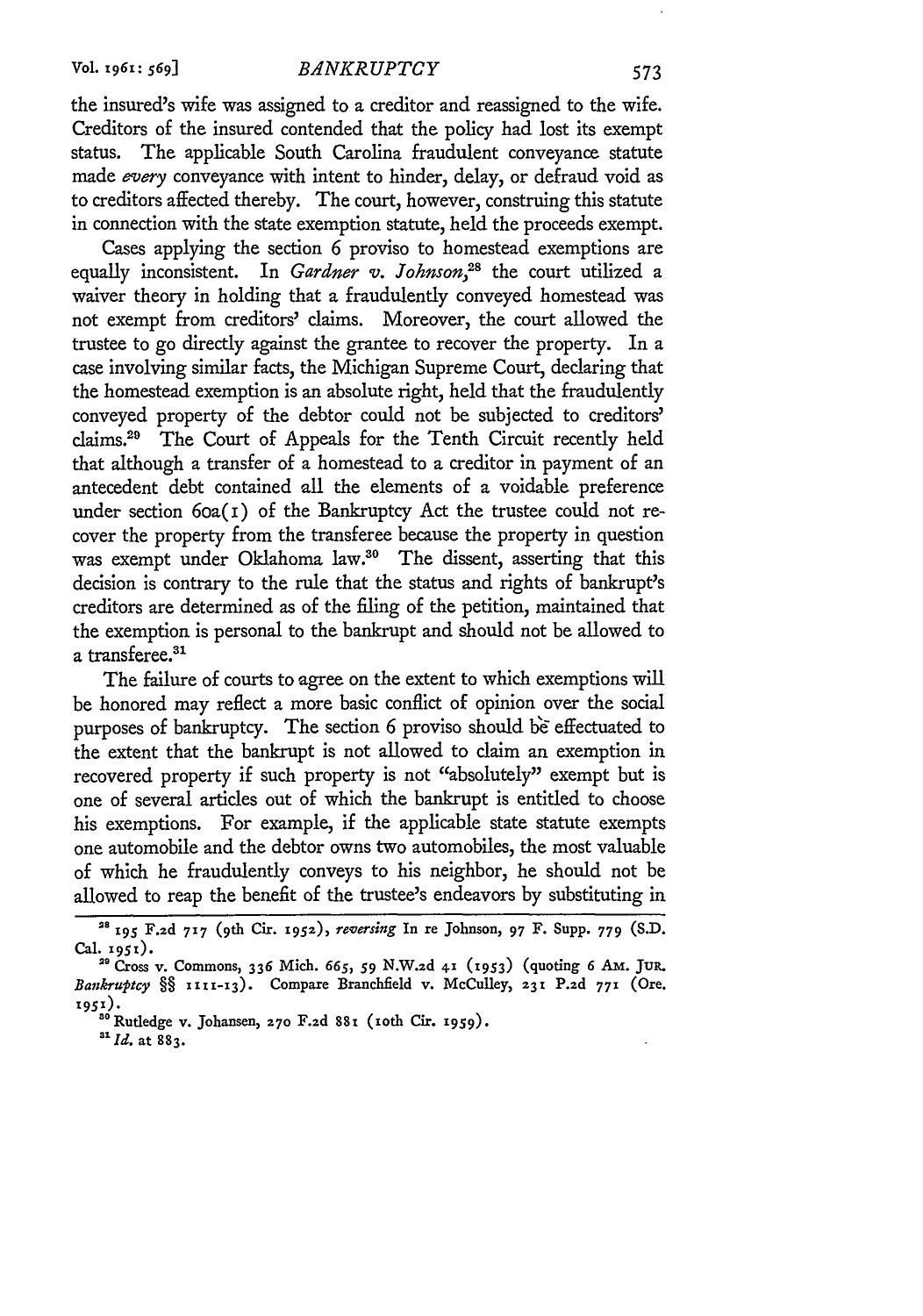the insured's wife was assigned to a creditor and reassigned to the wife. Creditors of the insured contended that the policy had lost its exempt status. The applicable South Carolina fraudulent conveyance statute made *every* conveyance with intent to hinder, delay, or defraud void as to creditors affected thereby. The court, however, construing this statute in connection with the state exemption statute, held the proceeds exempt.

Cases applying the section 6 proviso to homestead exemptions are equally inconsistent. In *Gardner v. Johnson*,[28] the court utilized a waiver theory in holding that a fraudulently conveyed homestead was not exempt from creditors' claims. Moreover, the court allowed the trustee to go directly against the grantee to recover the property. In a case involving similar facts, the Michigan Supreme Court, declaring that the homestead exemption is an absolute right, held that the fraudulently conveyed property of the debtor could not be subjected to creditors' claims.[29] The Court of Appeals for the Tenth Circuit recently held that although a transfer of a homestead to a creditor in payment of an antecedent debt contained all the elements of a voidable preference under section 60a(1) of the Bankruptcy Act the trustee could not recover the property from the transferee because the property in question was exempt under Oklahoma law.[30] The dissent, asserting that this decision is contrary to the rule that the status and rights of bankrupt's creditors are determined as of the filing of the petition, maintained that the exemption is personal to the bankrupt and should not be allowed to a transferee.[31]

The failure of courts to agree on the extent to which exemptions will be honored may reflect a more basic conflict of opinion over the social purposes of bankruptcy. The section 6 proviso should be effectuated to the extent that the bankrupt is not allowed to claim an exemption in recovered property if such property is not "absolutely" exempt but is one of several articles out of which the bankrupt is entitled to choose his exemptions. For example, if the applicable state statute exempts one automobile and the debtor owns two automobiles, the most valuable of which he fraudulently conveys to his neighbor, he should not be allowed to reap the benefit of the trustee's endeavors by substituting in

[28] 195 F.2d 717 (9th Cir. 1952), *reversing* In re Johnson, 97 F. Supp. 779 (S.D. Cal. 1951).

[29] Cross v. Commons, 336 Mich. 665, 59 N.W.2d 41 (1953) (quoting 6 Am. Jur. *Bankruptcy* §§ 1111-13). Compare Branchfield v. McCulley, 231 P.2d 771 (Ore. 1951).

[30] Rutledge v. Johansen, 270 F.2d 881 (10th Cir. 1959).

[31] *Id.* at 883.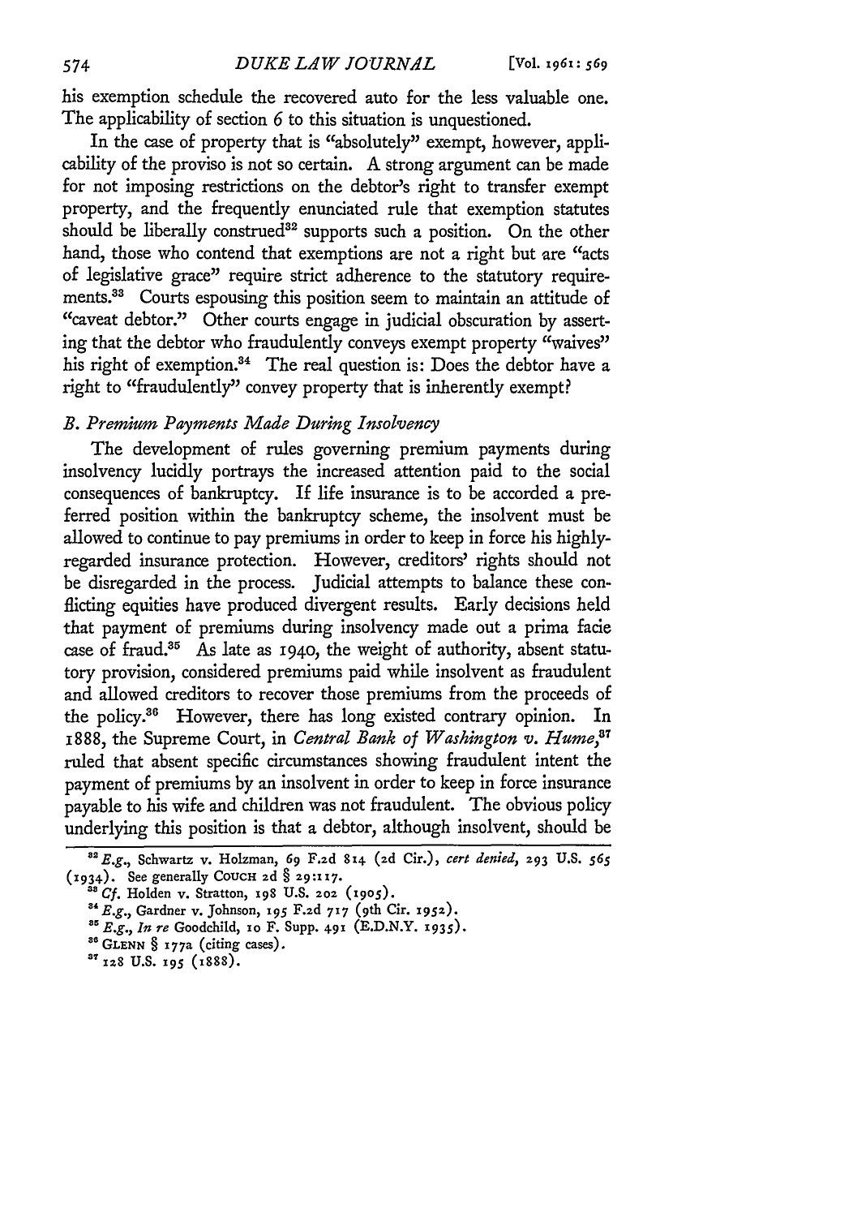his exemption schedule the recovered auto for the less valuable one. The applicability of section 6 to this situation is unquestioned.

In the case of property that is "absolutely" exempt, however, applicability of the proviso is not so certain. A strong argument can be made for not imposing restrictions on the debtor's right to transfer exempt property, and the frequently enunciated rule that exemption statutes should be liberally construed[32] supports such a position. On the other hand, those who contend that exemptions are not a right but are "acts of legislative grace" require strict adherence to the statutory requirements.[33] Courts espousing this position seem to maintain an attitude of "caveat debtor." Other courts engage in judicial obscuration by asserting that the debtor who fraudulently conveys exempt property "waives" his right of exemption.[34] The real question is: Does the debtor have a right to "fraudulently" convey property that is inherently exempt?

### *B. Premium Payments Made During Insolvency*

The development of rules governing premium payments during insolvency lucidly portrays the increased attention paid to the social consequences of bankruptcy. If life insurance is to be accorded a preferred position within the bankruptcy scheme, the insolvent must be allowed to continue to pay premiums in order to keep in force his highly-regarded insurance protection. However, creditors' rights should not be disregarded in the process. Judicial attempts to balance these conflicting equities have produced divergent results. Early decisions held that payment of premiums during insolvency made out a prima facie case of fraud.[35] As late as 1940, the weight of authority, absent statutory provision, considered premiums paid while insolvent as fraudulent and allowed creditors to recover those premiums from the proceeds of the policy.[36] However, there has long existed contrary opinion. In 1888, the Supreme Court, in *Central Bank of Washington v. Hume*,[37] ruled that absent specific circumstances showing fraudulent intent the payment of premiums by an insolvent in order to keep in force insurance payable to his wife and children was not fraudulent. The obvious policy underlying this position is that a debtor, although insolvent, should be

---

[32] *E.g.*, Schwartz v. Holzman, 69 F.2d 814 (2d Cir.), *cert denied*, 293 U.S. 565 (1934). See generally COUCH 2d § 29:117.

[33] *Cf.* Holden v. Stratton, 198 U.S. 202 (1905).

[34] *E.g.*, Gardner v. Johnson, 195 F.2d 717 (9th Cir. 1952).

[35] *E.g.*, *In re* Goodchild, 10 F. Supp. 491 (E.D.N.Y. 1935).

[36] GLENN § 177a (citing cases).

[37] 128 U.S. 195 (1888).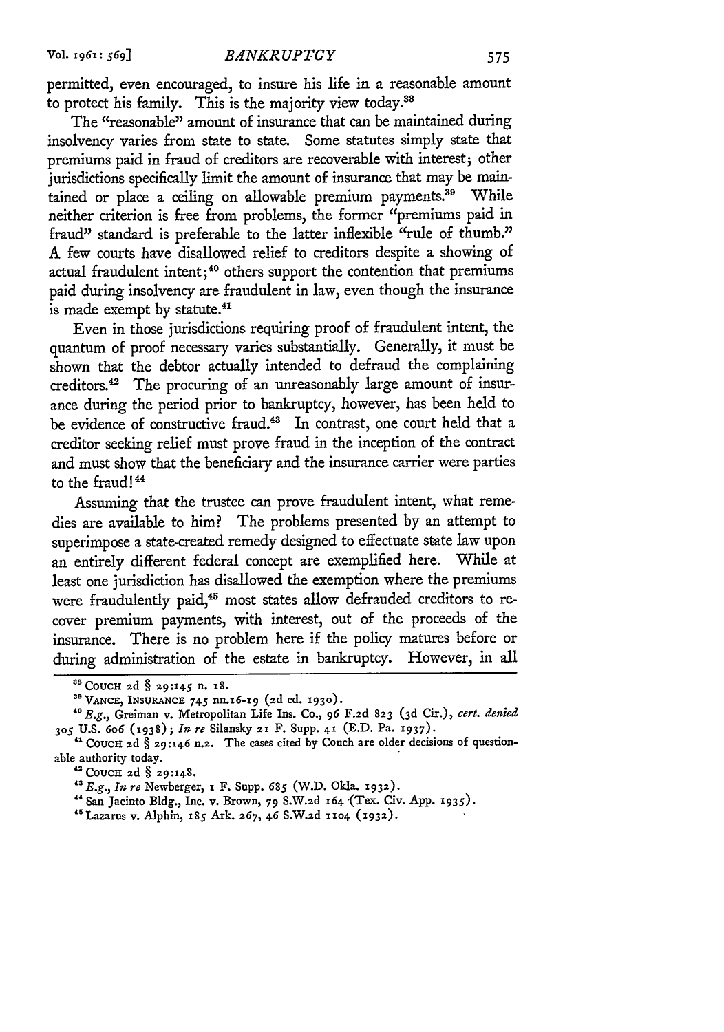permitted, even encouraged, to insure his life in a reasonable amount to protect his family. This is the majority view today.[38]

The "reasonable" amount of insurance that can be maintained during insolvency varies from state to state. Some statutes simply state that premiums paid in fraud of creditors are recoverable with interest; other jurisdictions specifically limit the amount of insurance that may be maintained or place a ceiling on allowable premium payments.[39] While neither criterion is free from problems, the former "premiums paid in fraud" standard is preferable to the latter inflexible "rule of thumb." A few courts have disallowed relief to creditors despite a showing of actual fraudulent intent;[40] others support the contention that premiums paid during insolvency are fraudulent in law, even though the insurance is made exempt by statute.[41]

Even in those jurisdictions requiring proof of fraudulent intent, the quantum of proof necessary varies substantially. Generally, it must be shown that the debtor actually intended to defraud the complaining creditors.[42] The procuring of an unreasonably large amount of insurance during the period prior to bankruptcy, however, has been held to be evidence of constructive fraud.[43] In contrast, one court held that a creditor seeking relief must prove fraud in the inception of the contract and must show that the beneficiary and the insurance carrier were parties to the fraud![44]

Assuming that the trustee can prove fraudulent intent, what remedies are available to him? The problems presented by an attempt to superimpose a state-created remedy designed to effectuate state law upon an entirely different federal concept are exemplified here. While at least one jurisdiction has disallowed the exemption where the premiums were fraudulently paid,[45] most states allow defrauded creditors to recover premium payments, with interest, out of the proceeds of the insurance. There is no problem here if the policy matures before or during administration of the estate in bankruptcy. However, in all

---

[38] COUCH 2d § 29:145 n. 18.

[39] VANCE, INSURANCE 745 nn.16-19 (2d ed. 1930).

[40] *E.g.*, Greiman v. Metropolitan Life Ins. Co., 96 F.2d 823 (3d Cir.), *cert. denied* 305 U.S. 606 (1938); *In re* Silansky 21 F. Supp. 41 (E.D. Pa. 1937).

[41] COUCH 2d § 29:146 n.2. The cases cited by Couch are older decisions of questionable authority today.

[42] COUCH 2d § 29:148.

[43] *E.g.*, *In re* Newberger, 1 F. Supp. 685 (W.D. Okla. 1932).

[44] San Jacinto Bldg., Inc. v. Brown, 79 S.W.2d 164 (Tex. Civ. App. 1935).

[45] Lazarus v. Alphin, 185 Ark. 267, 46 S.W.2d 1104 (1932).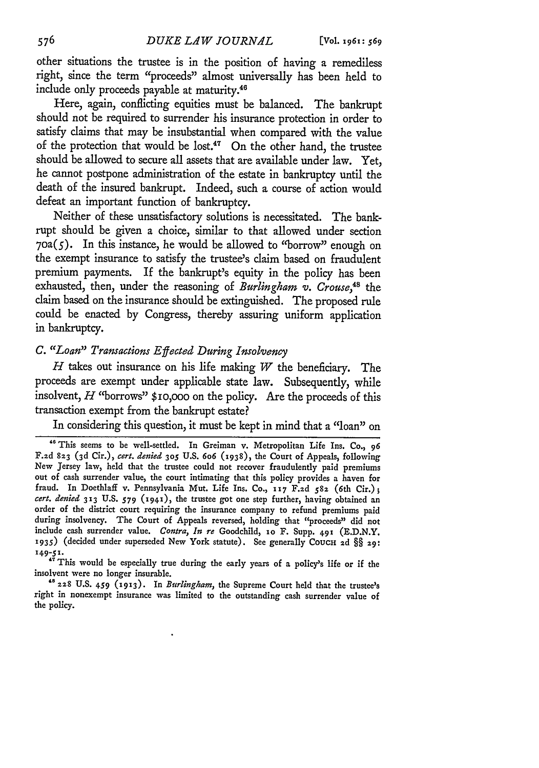other situations the trustee is in the position of having a remediless right, since the term "proceeds" almost universally has been held to include only proceeds payable at maturity.[46]

Here, again, conflicting equities must be balanced. The bankrupt should not be required to surrender his insurance protection in order to satisfy claims that may be insubstantial when compared with the value of the protection that would be lost.[47] On the other hand, the trustee should be allowed to secure all assets that are available under law. Yet, he cannot postpone administration of the estate in bankruptcy until the death of the insured bankrupt. Indeed, such a course of action would defeat an important function of bankruptcy.

Neither of these unsatisfactory solutions is necessitated. The bankrupt should be given a choice, similar to that allowed under section 70a(5). In this instance, he would be allowed to "borrow" enough on the exempt insurance to satisfy the trustee's claim based on fraudulent premium payments. If the bankrupt's equity in the policy has been exhausted, then, under the reasoning of *Burlingham v. Crouse*,[48] the claim based on the insurance should be extinguished. The proposed rule could be enacted by Congress, thereby assuring uniform application in bankruptcy.

### C. *"Loan" Transactions Effected During Insolvency*

*H* takes out insurance on his life making *W* the beneficiary. The proceeds are exempt under applicable state law. Subsequently, while insolvent, *H* "borrows" $10,000 on the policy. Are the proceeds of this transaction exempt from the bankrupt estate?

In considering this question, it must be kept in mind that a "loan" on

---

[46] This seems to be well-settled. In Greiman v. Metropolitan Life Ins. Co., 96 F.2d 823 (3d Cir.), *cert. denied* 305 U.S. 606 (1938), the Court of Appeals, following New Jersey law, held that the trustee could not recover fraudulently paid premiums out of cash surrender value, the court intimating that this policy provides a haven for fraud. In Doethlaff v. Pennsylvania Mut. Life Ins. Co., 117 F.2d 582 (6th Cir.); *cert. denied* 313 U.S. 579 (1941), the trustee got one step further, having obtained an order of the district court requiring the insurance company to refund premiums paid during insolvency. The Court of Appeals reversed, holding that "proceeds" did not include cash surrender value. *Contra, In re* Goodchild, 10 F. Supp. 491 (E.D.N.Y. 1935) (decided under superseded New York statute). See generally COUCH 2d §§ 29: 149-51.

[47] This would be especially true during the early years of a policy's life or if the insolvent were no longer insurable.

[48] 228 U.S. 459 (1913). In *Burlingham*, the Supreme Court held that the trustee's right in nonexempt insurance was limited to the outstanding cash surrender value of the policy.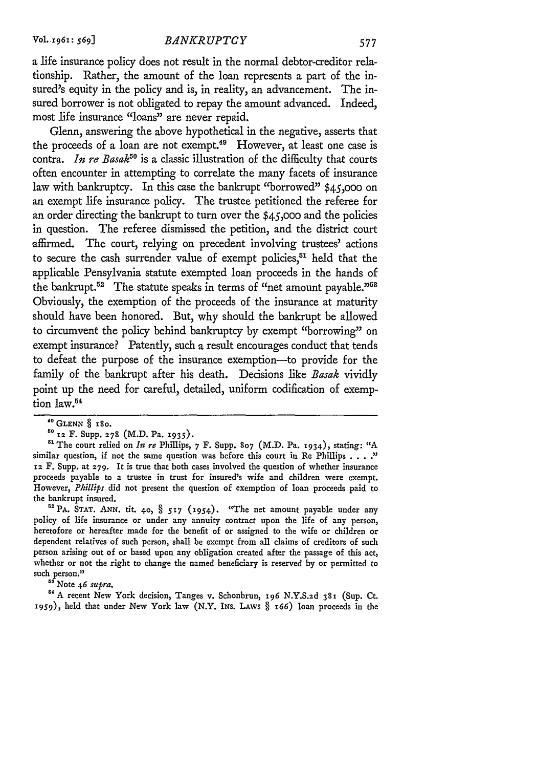a life insurance policy does not result in the normal debtor-creditor relationship. Rather, the amount of the loan represents a part of the insured's equity in the policy and is, in reality, an advancement. The insured borrower is not obligated to repay the amount advanced. Indeed, most life insurance "loans" are never repaid.

Glenn, answering the above hypothetical in the negative, asserts that the proceeds of a loan are not exempt.[49] However, at least one case is contra. *In re Basak*[50] is a classic illustration of the difficulty that courts often encounter in attempting to correlate the many facets of insurance law with bankruptcy. In this case the bankrupt "borrowed" $45,000 on an exempt life insurance policy. The trustee petitioned the referee for an order directing the bankrupt to turn over the $45,000 and the policies in question. The referee dismissed the petition, and the district court affirmed. The court, relying on precedent involving trustees' actions to secure the cash surrender value of exempt policies,[51] held that the applicable Pensylvania statute exempted loan proceeds in the hands of the bankrupt.[52] The statute speaks in terms of "net amount payable."[53] Obviously, the exemption of the proceeds of the insurance at maturity should have been honored. But, why should the bankrupt be allowed to circumvent the policy behind bankruptcy by exempt "borrowing" on exempt insurance? Patently, such a result encourages conduct that tends to defeat the purpose of the insurance exemption—to provide for the family of the bankrupt after his death. Decisions like *Basak* vividly point up the need for careful, detailed, uniform codification of exemption law.[54]

---

[49] GLENN § 180.

[50] 12 F. Supp. 278 (M.D. Pa. 1935).

[51] The court relied on *In re* Phillips, 7 F. Supp. 807 (M.D. Pa. 1934), stating: "A similar question, if not the same question was before this court in Re Phillips . . . ." 12 F. Supp. at 279. It is true that both cases involved the question of whether insurance proceeds payable to a trustee in trust for insured's wife and children were exempt. However, *Phillips* did not present the question of exemption of loan proceeds paid to the bankrupt insured.

[52] PA. STAT. ANN. tit. 40, § 517 (1954). "The net amount payable under any policy of life insurance or under any annuity contract upon the life of any person, heretofore or hereafter made for the benefit of or assigned to the wife or children or dependent relatives of such person, shall be exempt from all claims of creditors of such person arising out of or based upon any obligation created after the passage of this act, whether or not the right to change the named beneficiary is reserved by or permitted to such person."

[53] Note 46 *supra*.

[54] A recent New York decision, Tanges v. Schonbrun, 196 N.Y.S.2d 381 (Sup. Ct. 1959), held that under New York law (N.Y. INS. LAWS § 166) loan proceeds in the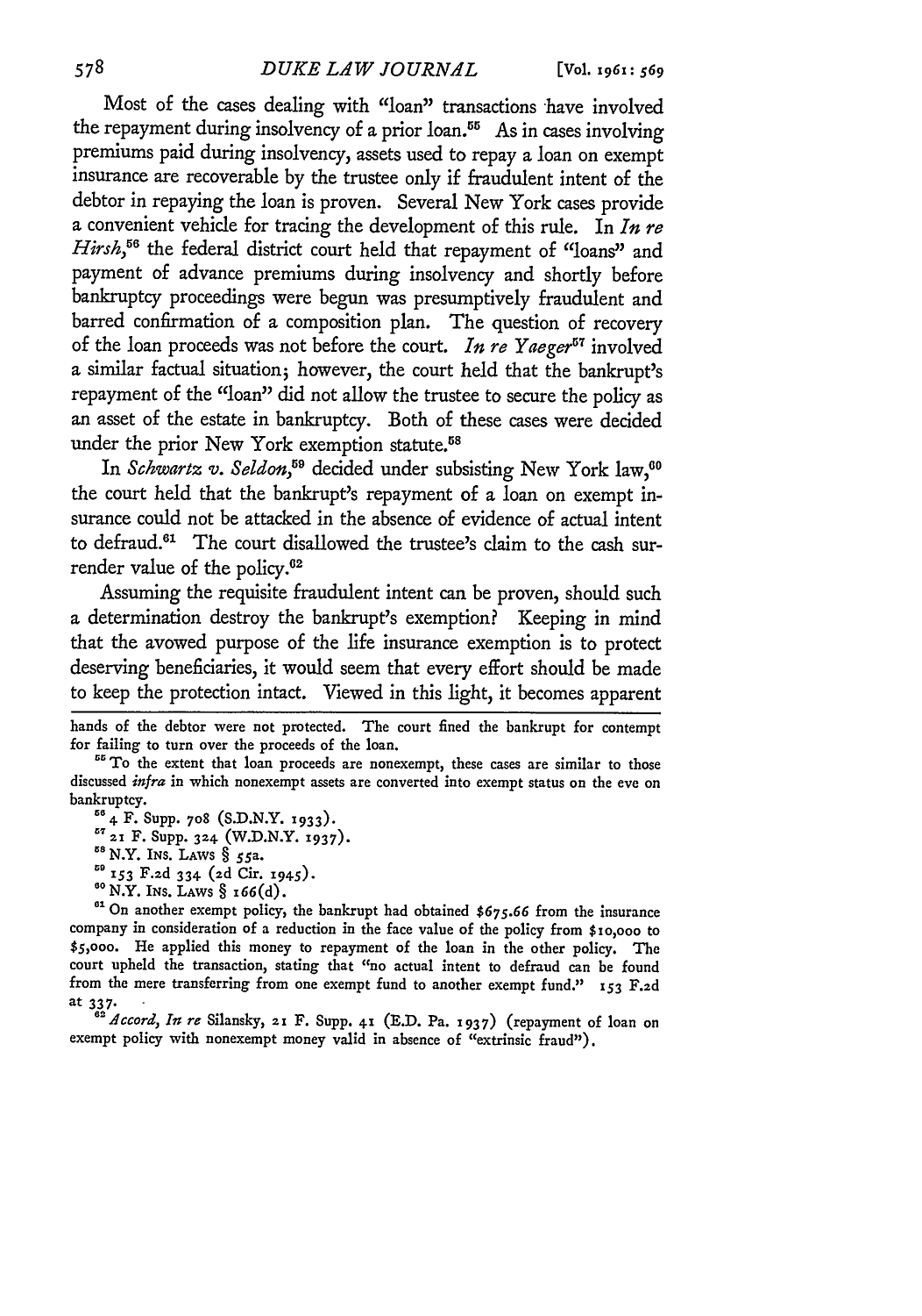Most of the cases dealing with "loan" transactions have involved the repayment during insolvency of a prior loan.[55] As in cases involving premiums paid during insolvency, assets used to repay a loan on exempt insurance are recoverable by the trustee only if fraudulent intent of the debtor in repaying the loan is proven. Several New York cases provide a convenient vehicle for tracing the development of this rule. In *In re Hirsh*,[56] the federal district court held that repayment of "loans" and payment of advance premiums during insolvency and shortly before bankruptcy proceedings were begun was presumptively fraudulent and barred confirmation of a composition plan. The question of recovery of the loan proceeds was not before the court. *In re Yaeger*[57] involved a similar factual situation; however, the court held that the bankrupt's repayment of the "loan" did not allow the trustee to secure the policy as an asset of the estate in bankruptcy. Both of these cases were decided under the prior New York exemption statute.[58]

In *Schwartz v. Seldon*,[59] decided under subsisting New York law,[60] the court held that the bankrupt's repayment of a loan on exempt insurance could not be attacked in the absence of evidence of actual intent to defraud.[61] The court disallowed the trustee's claim to the cash surrender value of the policy.[62]

Assuming the requisite fraudulent intent can be proven, should such a determination destroy the bankrupt's exemption? Keeping in mind that the avowed purpose of the life insurance exemption is to protect deserving beneficiaries, it would seem that every effort should be made to keep the protection intact. Viewed in this light, it becomes apparent

---

hands of the debtor were not protected. The court fined the bankrupt for contempt for failing to turn over the proceeds of the loan.

[55] To the extent that loan proceeds are nonexempt, these cases are similar to those discussed *infra* in which nonexempt assets are converted into exempt status on the eve on bankruptcy.

[56] 4 F. Supp. 708 (S.D.N.Y. 1933).

[57] 21 F. Supp. 324 (W.D.N.Y. 1937).

[58] N.Y. INS. LAWS § 55a.

[59] 153 F.2d 334 (2d Cir. 1945).

[60] N.Y. INS. LAWS § 166(d).

[61] On another exempt policy, the bankrupt had obtained $675.66 from the insurance company in consideration of a reduction in the face value of the policy from $10,000 to $5,000. He applied this money to repayment of the loan in the other policy. The court upheld the transaction, stating that "no actual intent to defraud can be found from the mere transferring from one exempt fund to another exempt fund." 153 F.2d at 337.

[62] *Accord*, *In re* Silansky, 21 F. Supp. 41 (E.D. Pa. 1937) (repayment of loan on exempt policy with nonexempt money valid in absence of "extrinsic fraud").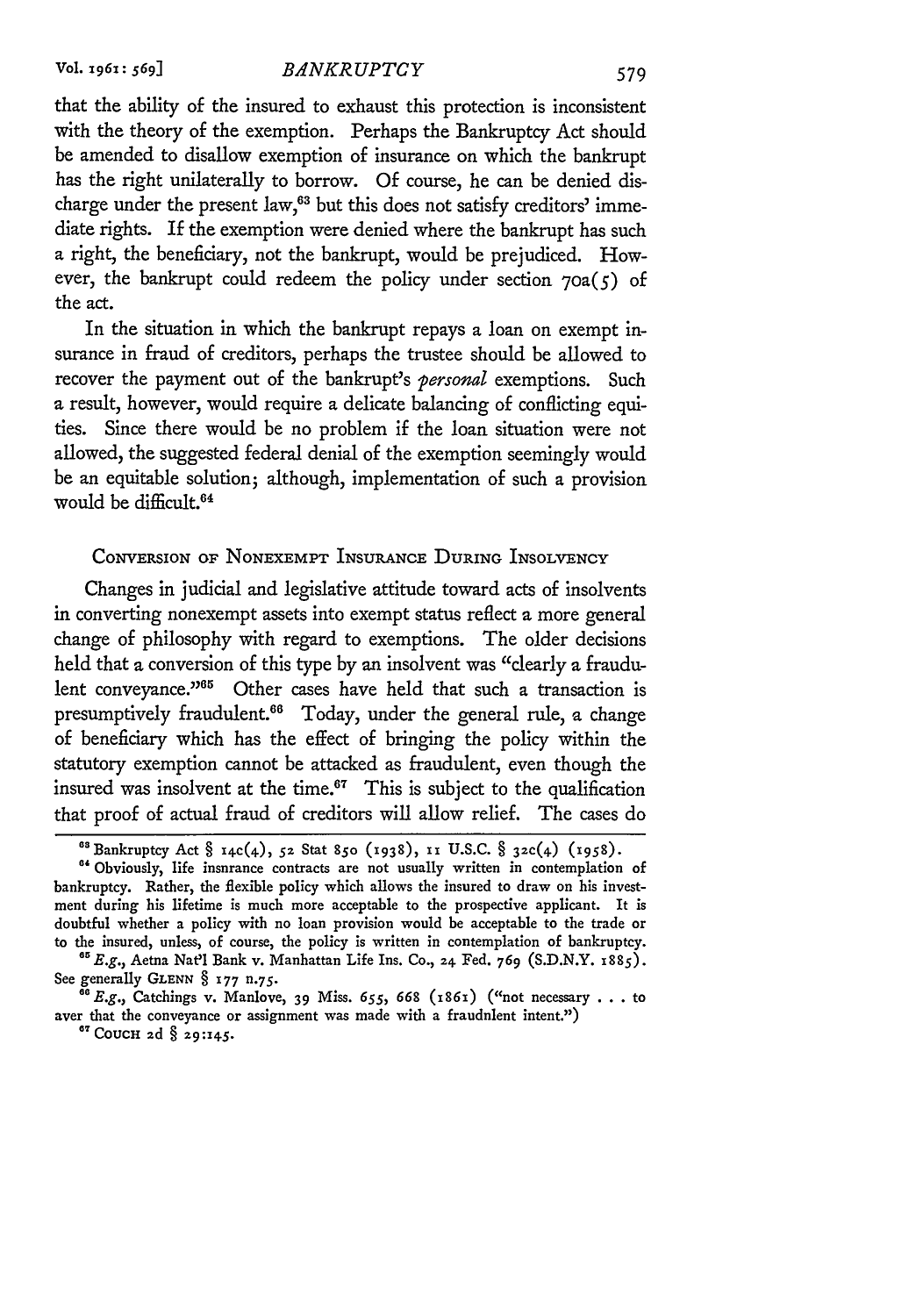that the ability of the insured to exhaust this protection is inconsistent with the theory of the exemption. Perhaps the Bankruptcy Act should be amended to disallow exemption of insurance on which the bankrupt has the right unilaterally to borrow. Of course, he can be denied discharge under the present law,[63] but this does not satisfy creditors' immediate rights. If the exemption were denied where the bankrupt has such a right, the beneficiary, not the bankrupt, would be prejudiced. However, the bankrupt could redeem the policy under section 70a(5) of the act.

In the situation in which the bankrupt repays a loan on exempt insurance in fraud of creditors, perhaps the trustee should be allowed to recover the payment out of the bankrupt's *personal* exemptions. Such a result, however, would require a delicate balancing of conflicting equities. Since there would be no problem if the loan situation were not allowed, the suggested federal denial of the exemption seemingly would be an equitable solution; although, implementation of such a provision would be difficult.[64]

## Conversion of Nonexempt Insurance During Insolvency

Changes in judicial and legislative attitude toward acts of insolvents in converting nonexempt assets into exempt status reflect a more general change of philosophy with regard to exemptions. The older decisions held that a conversion of this type by an insolvent was "clearly a fraudulent conveyance."[65] Other cases have held that such a transaction is presumptively fraudulent.[66] Today, under the general rule, a change of beneficiary which has the effect of bringing the policy within the statutory exemption cannot be attacked as fraudulent, even though the insured was insolvent at the time.[67] This is subject to the qualification that proof of actual fraud of creditors will allow relief. The cases do

[63] Bankruptcy Act § 14c(4), 52 Stat 850 (1938), 11 U.S.C. § 32c(4) (1958).

[64] Obviously, life insnrance contracts are not usually written in contemplation of bankruptcy. Rather, the flexible policy which allows the insured to draw on his investment during his lifetime is much more acceptable to the prospective applicant. It is doubtful whether a policy with no loan provision would be acceptable to the trade or to the insured, unless, of course, the policy is written in contemplation of bankruptcy.

[65] *E.g.*, Aetna Nat'l Bank v. Manhattan Life Ins. Co., 24 Fed. 769 (S.D.N.Y. 1885). See generally GLENN § 177 n.75.

[66] *E.g.*, Catchings v. Manlove, 39 Miss. 655, 668 (1861) ("not necessary . . . to aver that the conveyance or assignment was made with a fraudnlent intent.")

[67] COUCH 2d § 29:145.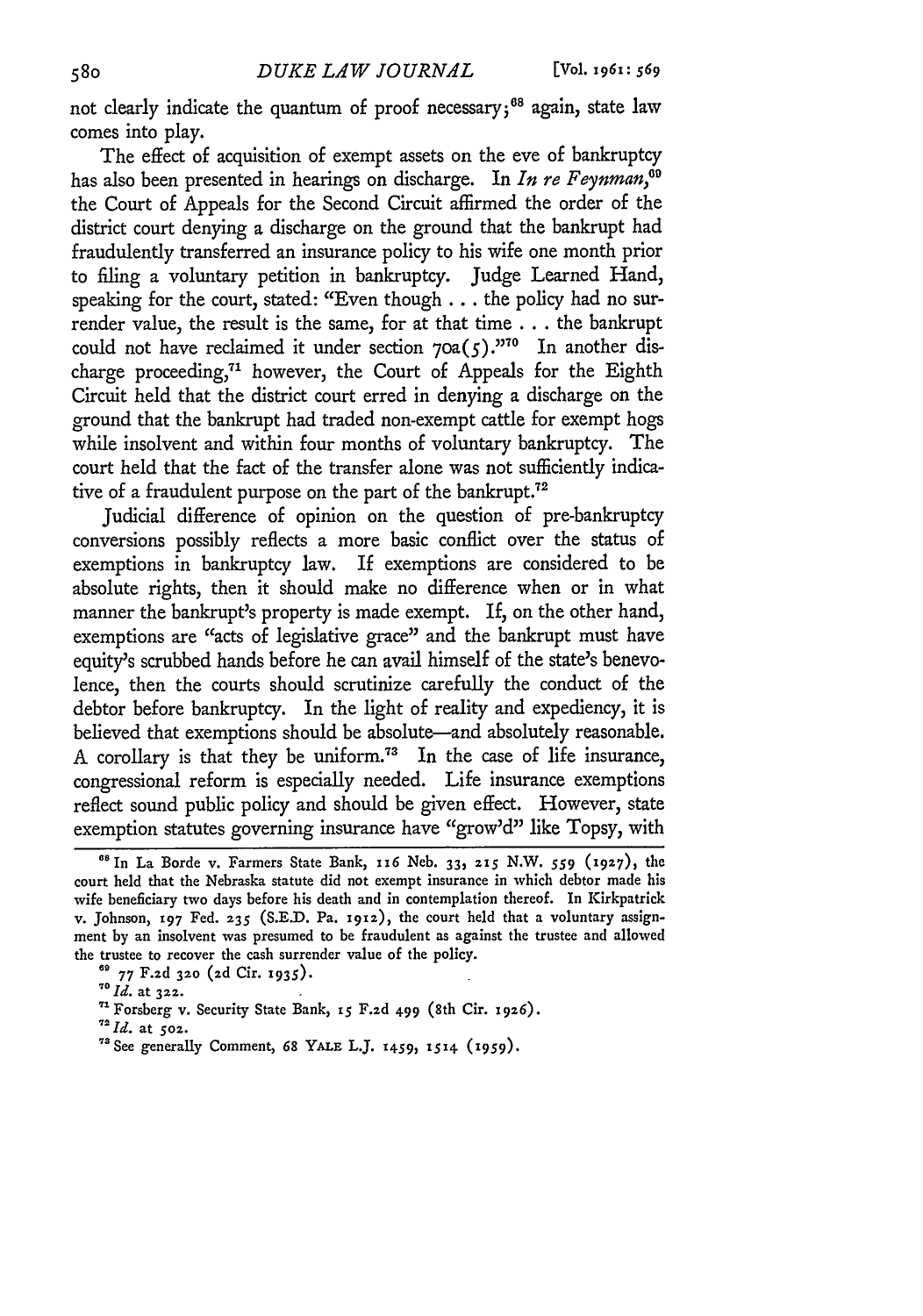not clearly indicate the quantum of proof necessary;[68] again, state law comes into play.

The effect of acquisition of exempt assets on the eve of bankruptcy has also been presented in hearings on discharge. In *In re Feynman*,[69] the Court of Appeals for the Second Circuit affirmed the order of the district court denying a discharge on the ground that the bankrupt had fraudulently transferred an insurance policy to his wife one month prior to filing a voluntary petition in bankruptcy. Judge Learned Hand, speaking for the court, stated: "Even though . . . the policy had no surrender value, the result is the same, for at that time . . . the bankrupt could not have reclaimed it under section 70a(5)."[70] In another discharge proceeding,[71] however, the Court of Appeals for the Eighth Circuit held that the district court erred in denying a discharge on the ground that the bankrupt had traded non-exempt cattle for exempt hogs while insolvent and within four months of voluntary bankruptcy. The court held that the fact of the transfer alone was not sufficiently indicative of a fraudulent purpose on the part of the bankrupt.[72]

Judicial difference of opinion on the question of pre-bankruptcy conversions possibly reflects a more basic conflict over the status of exemptions in bankruptcy law. If exemptions are considered to be absolute rights, then it should make no difference when or in what manner the bankrupt's property is made exempt. If, on the other hand, exemptions are "acts of legislative grace" and the bankrupt must have equity's scrubbed hands before he can avail himself of the state's benevolence, then the courts should scrutinize carefully the conduct of the debtor before bankruptcy. In the light of reality and expediency, it is believed that exemptions should be absolute—and absolutely reasonable. A corollary is that they be uniform.[73] In the case of life insurance, congressional reform is especially needed. Life insurance exemptions reflect sound public policy and should be given effect. However, state exemption statutes governing insurance have "grow'd" like Topsy, with

---

[68] In La Borde v. Farmers State Bank, 116 Neb. 33, 215 N.W. 559 (1927), the court held that the Nebraska statute did not exempt insurance in which debtor made his wife beneficiary two days before his death and in contemplation thereof. In Kirkpatrick v. Johnson, 197 Fed. 235 (S.E.D. Pa. 1912), the court held that a voluntary assignment by an insolvent was presumed to be fraudulent as against the trustee and allowed the trustee to recover the cash surrender value of the policy.

[69] 77 F.2d 320 (2d Cir. 1935).

[70] *Id.* at 322.

[71] Forsberg v. Security State Bank, 15 F.2d 499 (8th Cir. 1926).

[72] *Id.* at 502.

[73] See generally Comment, 68 YALE L.J. 1459, 1514 (1959).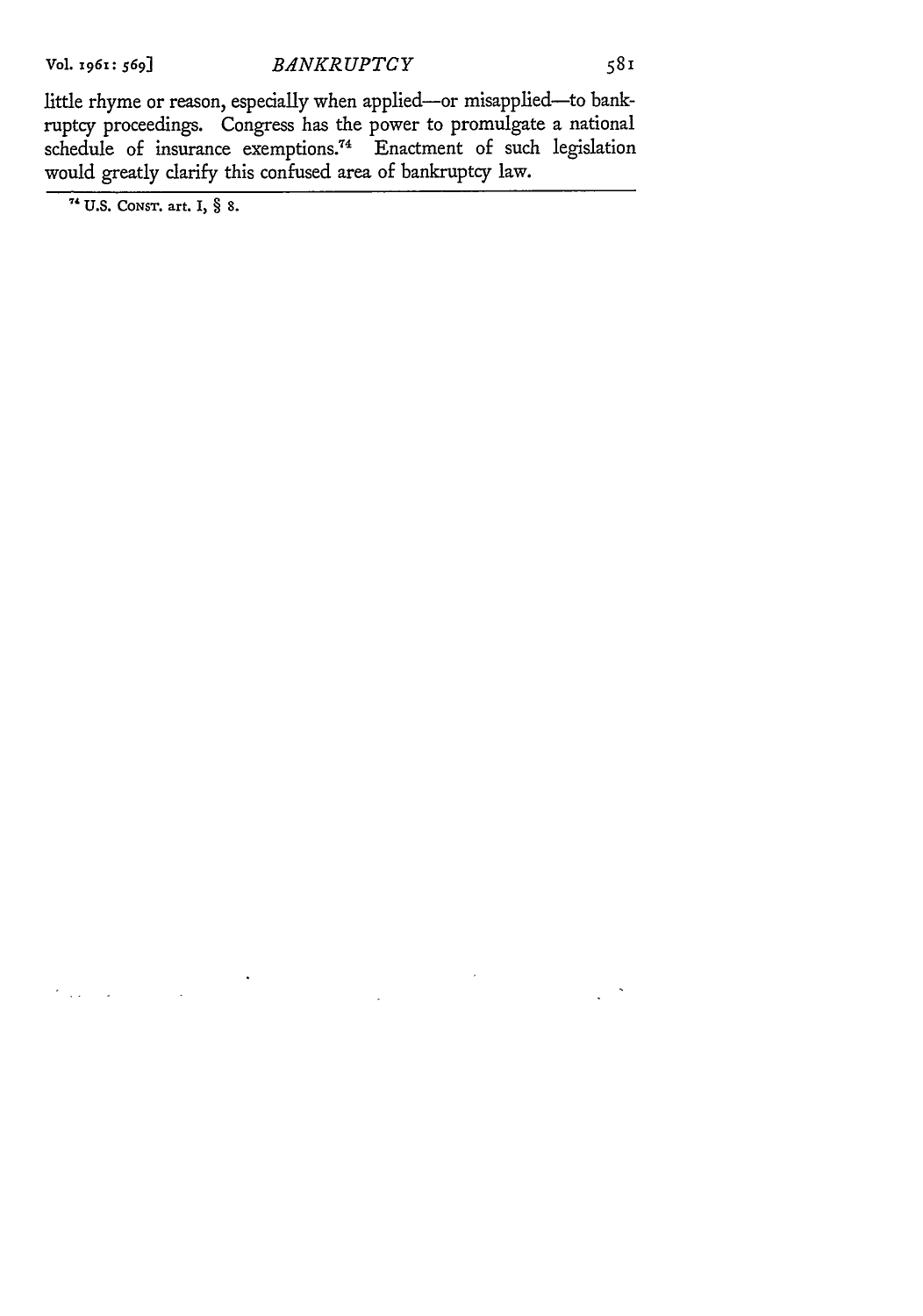little rhyme or reason, especially when applied—or misapplied—to bankruptcy proceedings. Congress has the power to promulgate a national schedule of insurance exemptions.[74] Enactment of such legislation would greatly clarify this confused area of bankruptcy law.

---

[74] U.S. CONST. art. I, § 8.